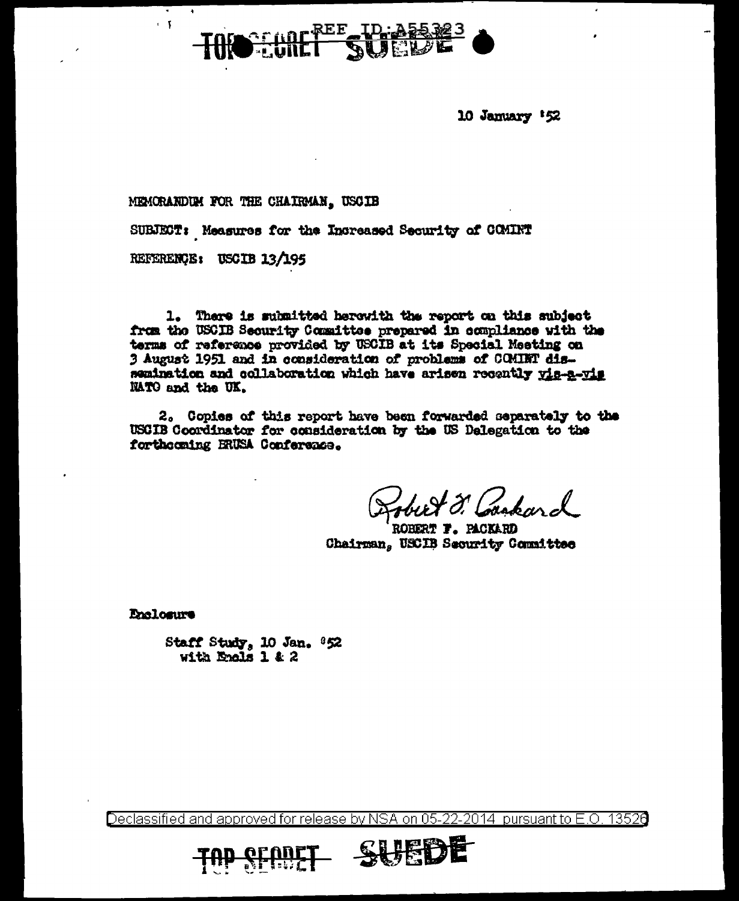TOP SECRET SUEDE

10 January '52

MEMORANDUM FOR THE CHAIRMAN, USCIB

SUBJECT: Measures for the Increased Security of COMINT

REFERENCE: USCIB 13/195

1. There is submitted herewith the report on this subject from the USCIB Security Committee prepared in compliance with the terms of reference provided by USCIB at its Special Meeting on 3 August 1951 and in consideration of problems of COMINT dissemination and collaboration which have arisen recently vis-a-vis NATO and the UK.

2. Copies of this report have been forwarded separately to the USCIB Coordinator for consideration by the US Delegation to the forthcoming BRUSA Conference.

Robert F. Packard

ROBERT F. PACKARD
Chairman, USCIB Security Committee

Enclosure

Staff Study, 10 Jan. '52
with Encls 1 & 2

Declassified and approved for release by NSA on 05-22-2014 pursuant to E.O. 13526

TOP SECRET SUEDE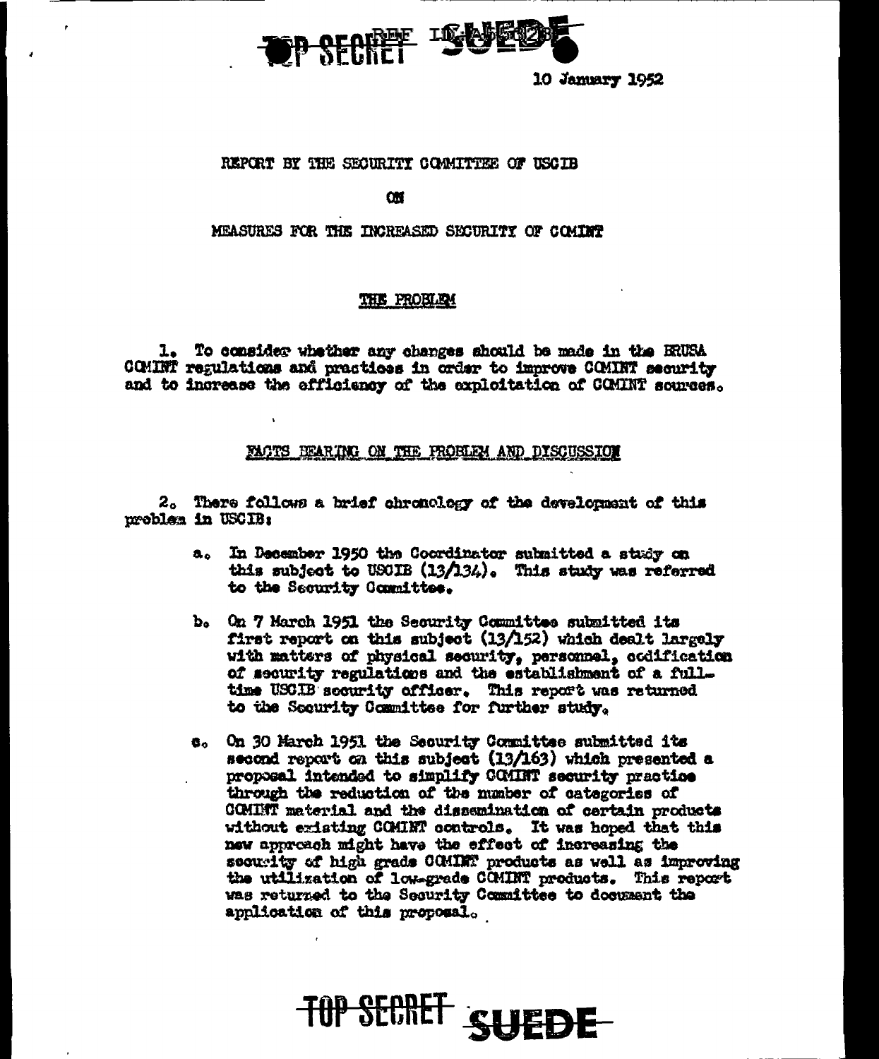TOP SECRET SUEDE

10 January 1952

REPORT BY THE SECURITY COMMITTEE OF USCIB

ON

MEASURES FOR THE INCREASED SECURITY OF COMINT

## THE PROBLEM

1. To consider whether any changes should be made in the BRUSA COMINT regulations and practices in order to improve COMINT security and to increase the efficiency of the exploitation of COMINT sources.

## FACTS BEARING ON THE PROBLEM AND DISCUSSION

2. There follows a brief chronology of the development of this problem in USCIB:

   a. In December 1950 the Coordinator submitted a study on this subject to USCIB (13/134). This study was referred to the Security Committee.

   b. On 7 March 1951 the Security Committee submitted its first report on this subject (13/152) which dealt largely with matters of physical security, personnel, codification of security regulations and the establishment of a full-time USCIB security officer. This report was returned to the Security Committee for further study.

   c. On 30 March 1951 the Security Committee submitted its second report on this subject (13/163) which presented a proposal intended to simplify COMINT security practice through the reduction of the number of categories of COMINT material and the dissemination of certain products without existing COMINT controls. It was hoped that this new approach might have the effect of increasing the security of high grade COMINT products as well as improving the utilization of low-grade COMINT products. This report was returned to the Security Committee to document the application of this proposal.

TOP SECRET SUEDE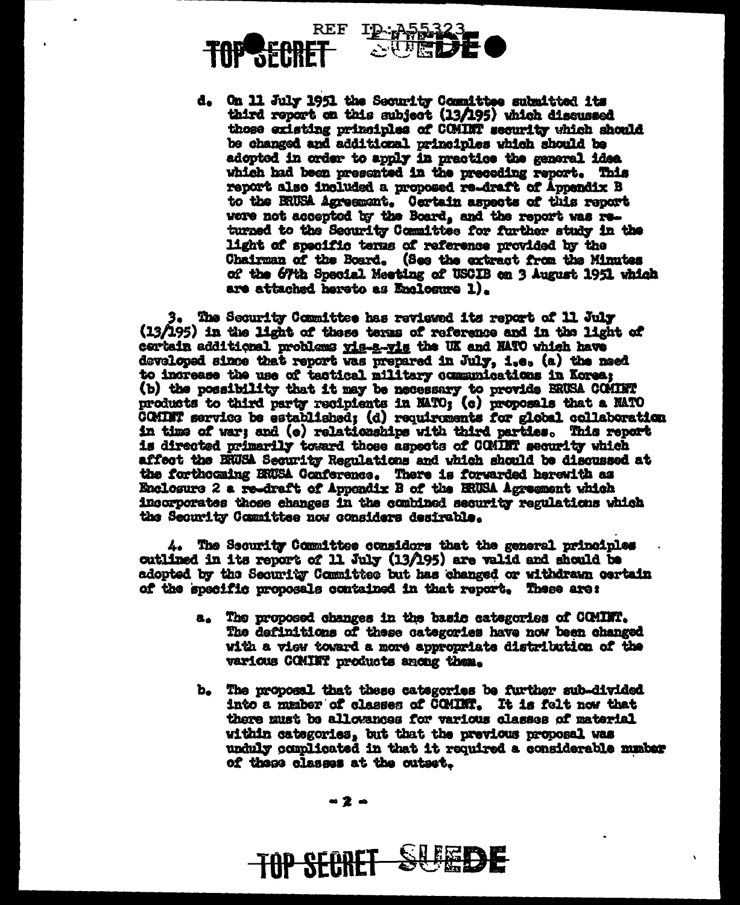d. On 11 July 1951 the Security Committee submitted its third report on this subject (13/195) which discussed those existing principles of COMINT security which should be changed and additional principles which should be adopted in order to apply in practice the general idea which had been presented in the preceding report. This report also included a proposed re-draft of Appendix B to the BRUSA Agreement. Certain aspects of this report were not accepted by the Board, and the report was returned to the Security Committee for further study in the light of specific terms of reference provided by the Chairman of the Board. (See the extract from the Minutes of the 67th Special Meeting of USCIB on 3 August 1951 which are attached hereto as Enclosure 1).

3. The Security Committee has reviewed its report of 11 July (13/195) in the light of these terms of reference and in the light of certain additional problems *vis-a-vis* the UK and NATO which have developed since that report was prepared in July, i.e. (a) the need to increase the use of tactical military communications in Korea; (b) the possibility that it may be necessary to provide BRUSA COMINT products to third party recipients in NATO; (c) proposals that a NATO COMINT service be established; (d) requirements for global collaboration in time of war; and (e) relationships with third parties. This report is directed primarily toward those aspects of COMINT security which affect the BRUSA Security Regulations and which should be discussed at the forthcoming BRUSA Conference. There is forwarded herewith as Enclosure 2 a re-draft of Appendix B of the BRUSA Agreement which incorporates those changes in the combined security regulations which the Security Committee now considers desirable.

4. The Security Committee considers that the general principles outlined in its report of 11 July (13/195) are valid and should be adopted by the Security Committee but has changed or withdrawn certain of the specific proposals contained in that report. These are:

a. The proposed changes in the basic categories of COMINT. The definitions of these categories have now been changed with a view toward a more appropriate distribution of the various COMINT products among them.

b. The proposal that these categories be further sub-divided into a number of classes of COMINT. It is felt now that there must be allowances for various classes of material within categories, but that the previous proposal was unduly complicated in that it required a considerable number of these classes at the outset.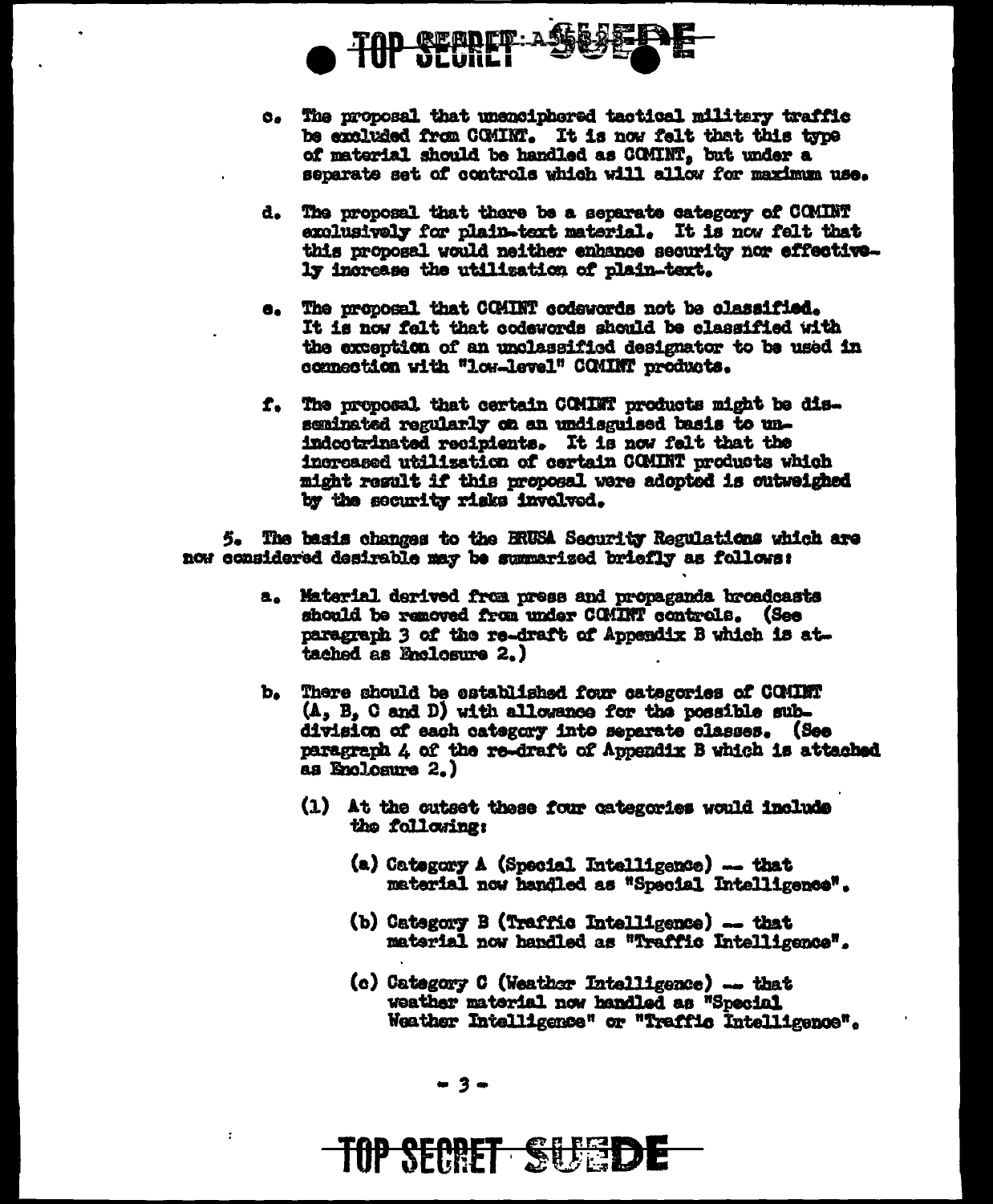c. The proposal that unenciphered tactical military traffic be excluded from COMINT. It is now felt that this type of material should be handled as COMINT, but under a separate set of controls which will allow for maximum use.

d. The proposal that there be a separate category of COMINT exclusively for plain-text material. It is now felt that this proposal would neither enhance security nor effectively increase the utilization of plain-text.

e. The proposal that COMINT codewords not be classified. It is now felt that codewords should be classified with the exception of an unclassified designator to be used in connection with "low-level" COMINT products.

f. The proposal that certain COMINT products might be disseminated regularly on an undisguised basis to unindoctrinated recipients. It is now felt that the increased utilization of certain COMINT products which might result if this proposal were adopted is outweighed by the security risks involved.

5. The basis changes to the BRUSA Security Regulations which are now considered desirable may be summarized briefly as follows:

a. Material derived from press and propaganda broadcasts should be removed from under COMINT controls. (See paragraph 3 of the re-draft of Appendix B which is attached as Enclosure 2.)

b. There should be established four categories of COMINT (A, B, C and D) with allowance for the possible subdivision of each category into separate classes. (See paragraph 4 of the re-draft of Appendix B which is attached as Enclosure 2.)

(1) At the outset these four categories would include the following:

(a) Category A (Special Intelligence) — that material now handled as "Special Intelligence".

(b) Category B (Traffic Intelligence) — that material now handled as "Traffic Intelligence".

(c) Category C (Weather Intelligence) — that weather material now handled as "Special Weather Intelligence" or "Traffic Intelligence".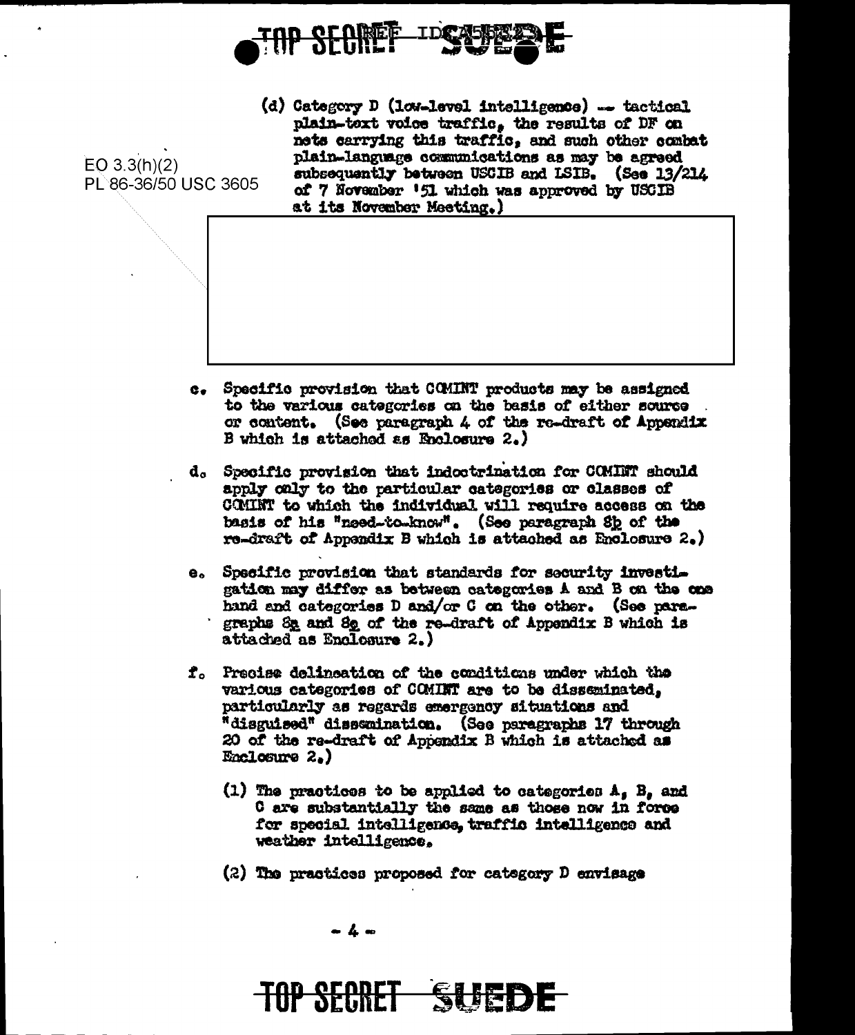(d) Category D (low-level intelligence) -- tactical plain-text voice traffic, the results of DF on nets carrying this traffic, and such other combat plain-language communications as may be agreed subsequently between USCIB and LSIB. (See 13/214 of 7 November '51 which was approved by USCIB at its November Meeting.)

EO 3.3(h)(2)
PL 86-36/50 USC 3605

c. Specific provision that COMINT products may be assigned to the various categories on the basis of either source or content. (See paragraph 4 of the re-draft of Appendix B which is attached as Enclosure 2.)

d. Specific provision that indoctrination for COMINT should apply only to the particular categories or classes of COMINT to which the individual will require access on the basis of his "need-to-know". (See paragraph 8b of the re-draft of Appendix B which is attached as Enclosure 2.)

e. Specific provision that standards for security investigation may differ as between categories A and B on the one hand and categories D and/or C on the other. (See paragraphs 8a and 8e of the re-draft of Appendix B which is attached as Enclosure 2.)

f. Precise delineation of the conditions under which the various categories of COMINT are to be disseminated, particularly as regards emergency situations and "disguised" dissemination. (See paragraphs 17 through 20 of the re-draft of Appendix B which is attached as Enclosure 2.)

(1) The practices to be applied to categories A, B, and C are substantially the same as those now in force for special intelligence, traffic intelligence and weather intelligence.

(2) The practices proposed for category D envisage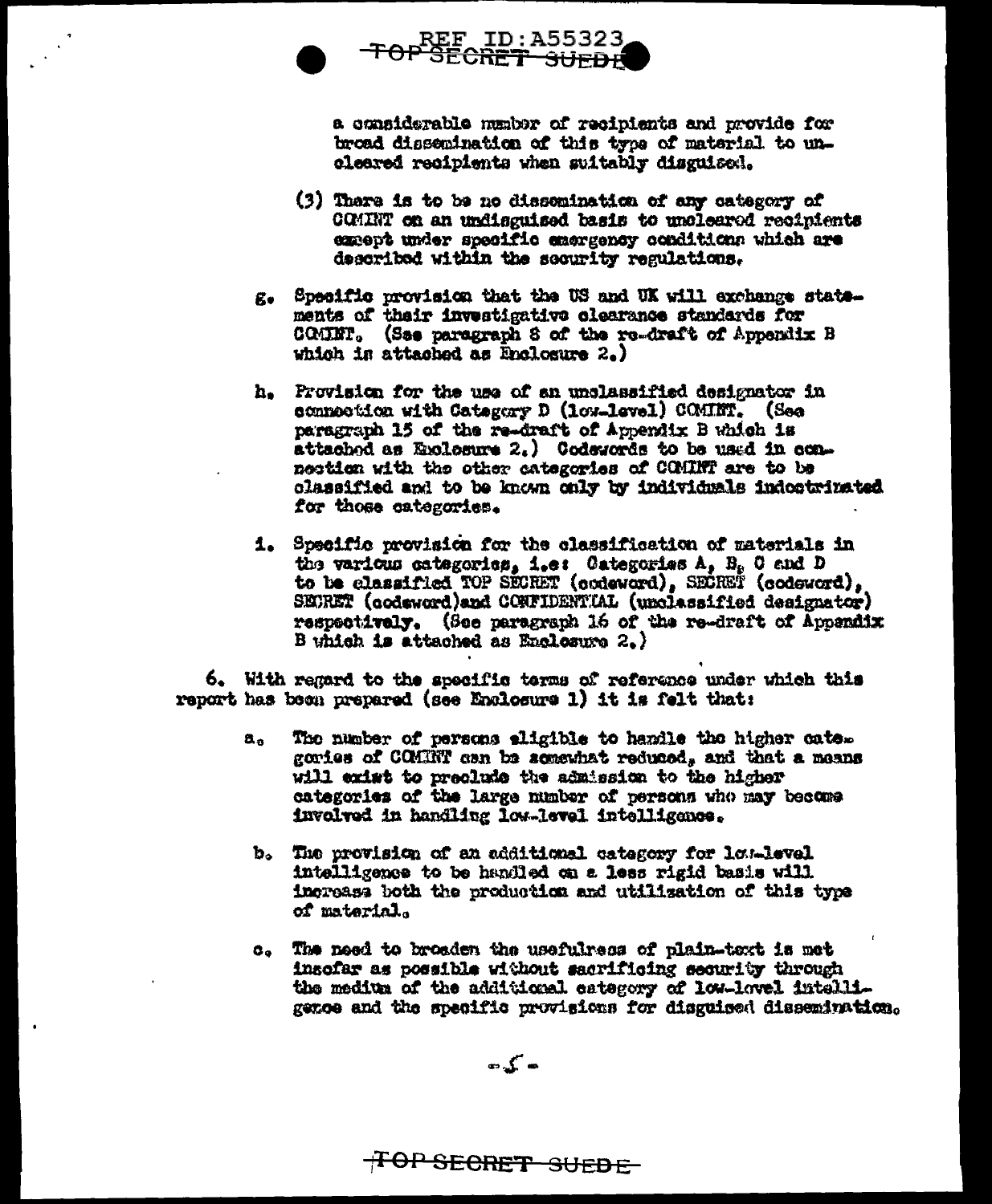a considerable number of recipients and provide for broad dissemination of this type of material to uncleared recipients when suitably disguised.

(3) There is to be no dissemination of any category of COMINT on an undisguised basis to uncleared recipients except under specific emergency conditions which are described within the security regulations.

g. Specific provision that the US and UK will exchange statements of their investigative clearance standards for COMINT. (See paragraph 8 of the re-draft of Appendix B which is attached as Enclosure 2.)

h. Provision for the use of an unclassified designator in connection with Category D (low-level) COMINT. (See paragraph 15 of the re-draft of Appendix B which is attached as Enclosure 2.) Codewords to be used in connection with the other categories of COMINT are to be classified and to be known only by individuals indoctrinated for those categories.

i. Specific provision for the classification of materials in the various categories, i.e: Categories A, B, C and D to be classified TOP SECRET (codeword), SECRET (codeword), SECRET (codeword) and CONFIDENTIAL (unclassified designator) respectively. (See paragraph 16 of the re-draft of Appendix B which is attached as Enclosure 2.)

6. With regard to the specific terms of reference under which this report has been prepared (see Enclosure 1) it is felt that:

a. The number of persons eligible to handle the higher categories of COMINT can be somewhat reduced, and that a means will exist to preclude the admission to the higher categories of the large number of persons who may become involved in handling low-level intelligence.

b. The provision of an additional category for low-level intelligence to be handled on a less rigid basis will increase both the production and utilization of this type of material.

c. The need to broaden the usefulness of plain-text is met insofar as possible without sacrificing security through the medium of the additional category of low-level intelligence and the specific provisions for disguised dissemination.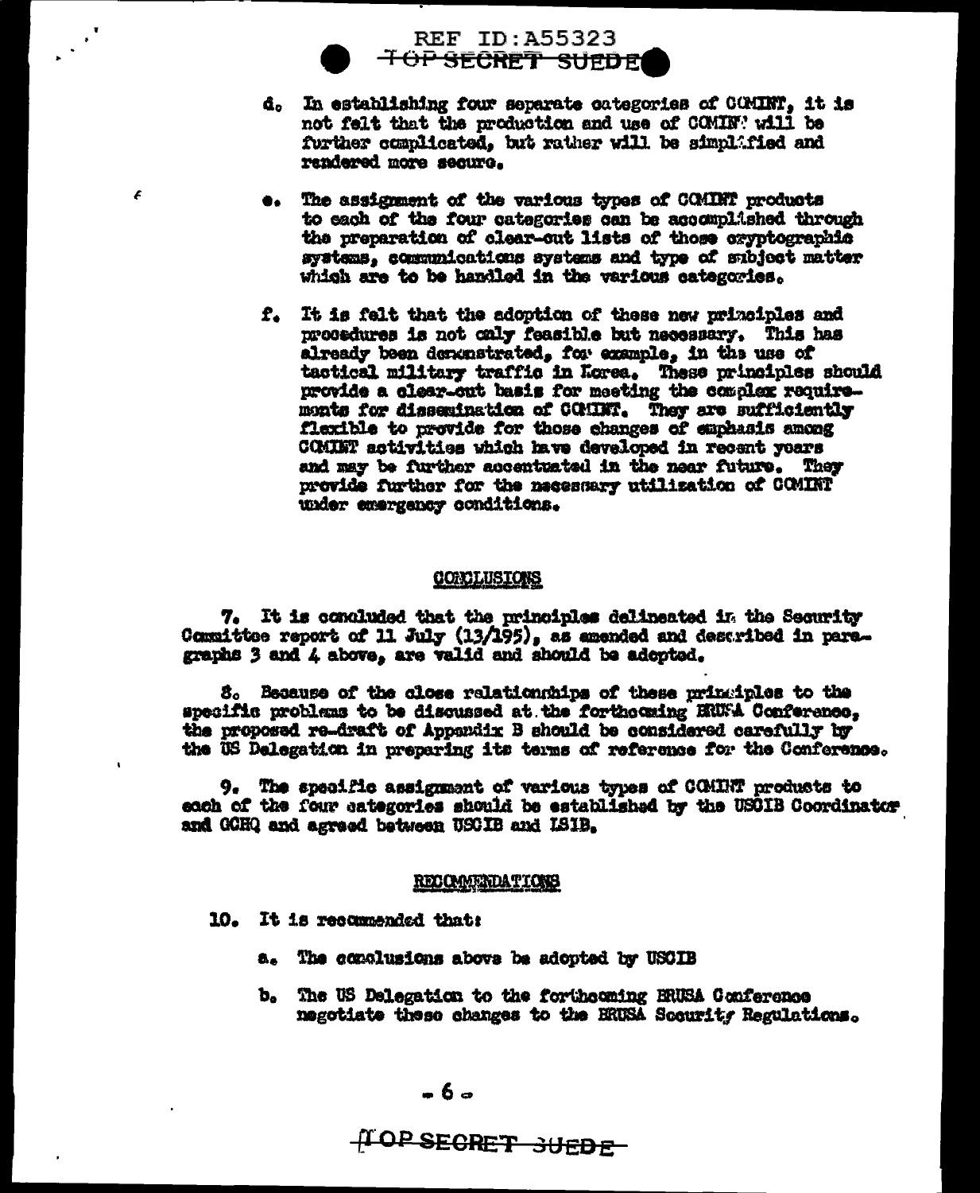d. In establishing four separate categories of COMINT, it is not felt that the production and use of COMINT will be further complicated, but rather will be simplified and rendered more secure.

e. The assignment of the various types of COMINT products to each of the four categories can be accomplished through the preparation of clear-cut lists of those cryptographic systems, communications systems and type of subject matter which are to be handled in the various categories.

f. It is felt that the adoption of these new principles and procedures is not only feasible but necessary. This has already been demonstrated, for example, in the use of tactical military traffic in Korea. These principles should provide a clear-cut basis for meeting the complex requirements for dissemination of COMINT. They are sufficiently flexible to provide for those changes of emphasis among COMINT activities which have developed in recent years and may be further accentuated in the near future. They provide further for the necessary utilization of COMINT under emergency conditions.

## CONCLUSIONS

7. It is concluded that the principles delineated in the Security Committee report of 11 July (13/195), as amended and described in paragraphs 3 and 4 above, are valid and should be adopted.

8. Because of the close relationships of these principles to the specific problems to be discussed at the forthcoming BRUSA Conference, the proposed re-draft of Appendix B should be considered carefully by the US Delegation in preparing its terms of reference for the Conference.

9. The specific assignment of various types of COMINT products to each of the four categories should be established by the USCIB Coordinator and GCHQ and agreed between USCIB and LSIB.

## RECOMMENDATIONS

10. It is recommended that:

a. The conclusions above be adopted by USCIB

b. The US Delegation to the forthcoming BRUSA Conference negotiate these changes to the BRUSA Security Regulations.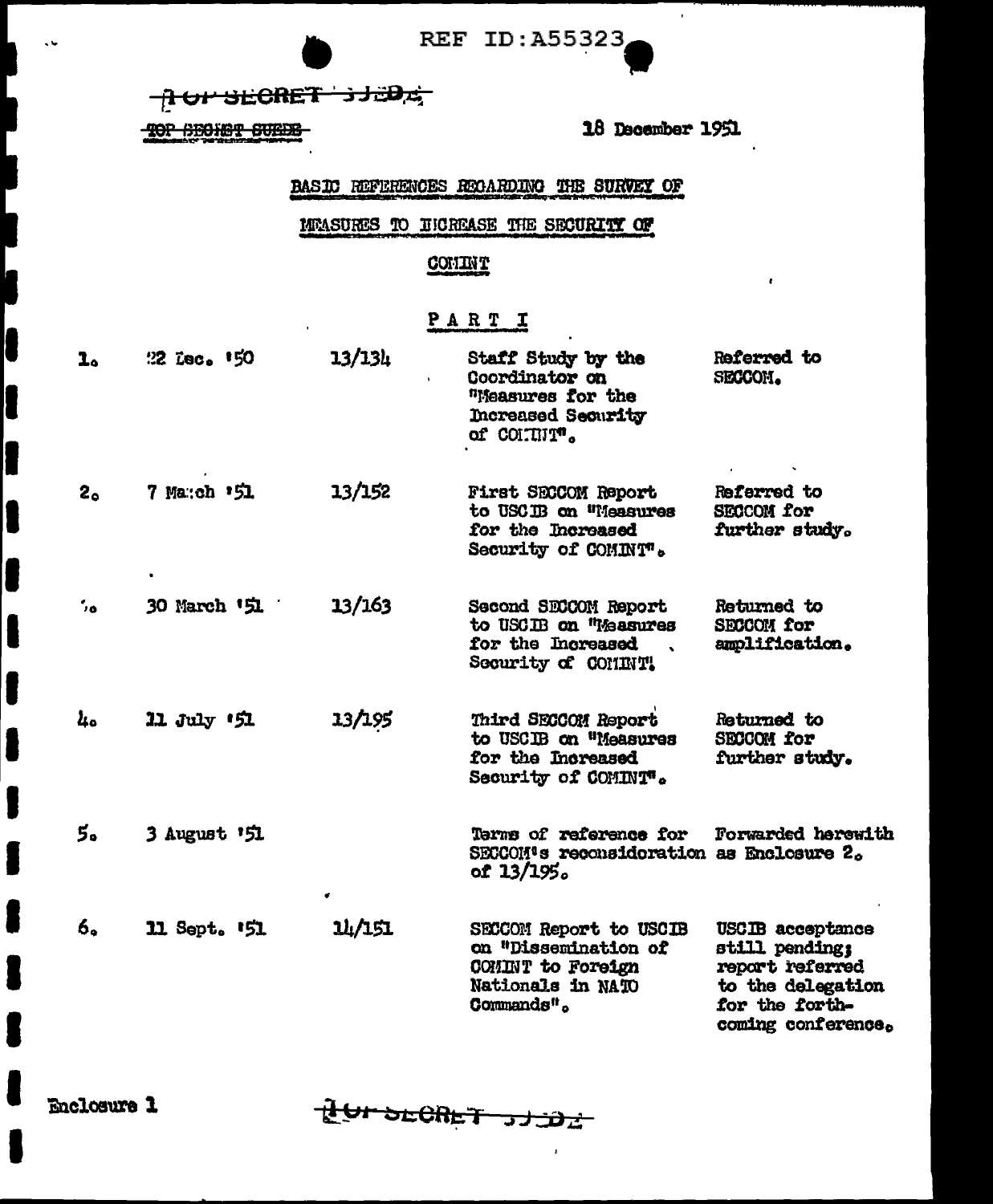REF ID:A55323

TOP SECRET SUEDE

TOP SECRET SUEDE

18 December 1951

**BASIC REFERENCES REGARDING THE SURVEY OF**

**MEASURES TO INCREASE THE SECURITY OF**

**COMINT**

**PART I**

| | | | | |
|---|---|---|---|---|
| 1. | 22 Dec. '50 | 13/134 | Staff Study by the Coordinator on "Measures for the Increased Security of COMINT". | Referred to SECCOM. |
| 2. | 7 March '51 | 13/152 | First SECCOM Report to USCIB on "Measures for the Increased Security of COMINT". | Referred to SECCOM for further study. |
| 3. | 30 March '51 | 13/163 | Second SECCOM Report to USCIB on "Measures for the Increased Security of COMINT". | Returned to SECCOM for amplification. |
| 4. | 11 July '51 | 13/195 | Third SECCOM Report to USCIB on "Measures for the Increased Security of COMINT". | Returned to SECCOM for further study. |
| 5. | 3 August '51 | | Terms of reference for SECCOM's reconsideration of 13/195. | Forwarded herewith as Enclosure 2. |
| 6. | 11 Sept. '51 | 14/151 | SECCOM Report to USCIB on "Dissemination of COMINT to Foreign Nationals in NATO Commands". | USCIB acceptance still pending; report referred to the delegation for the forthcoming conference. |

Enclosure 1

TOP SECRET SUEDE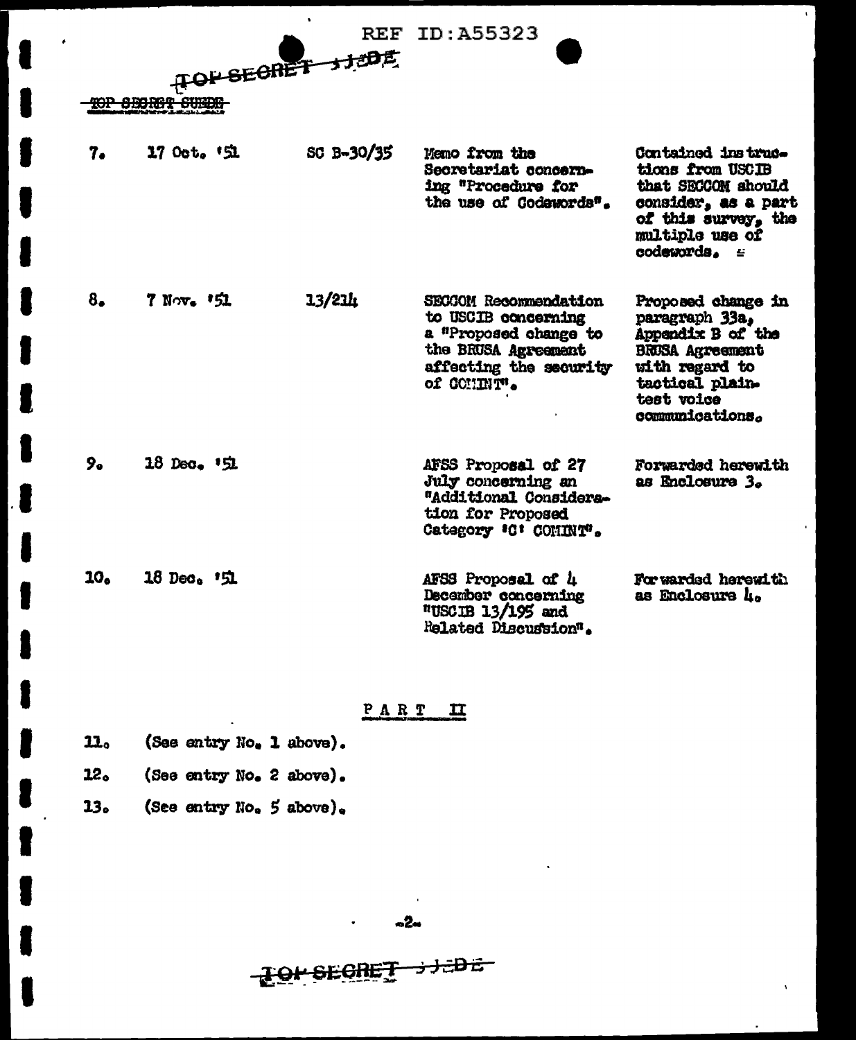TOP SECRET SUEDE

| | | | | |
|---|---|---|---|---|
| 7. | 17 Oct. '51 | SC B-30/35 | Memo from the Secretariat concerning "Procedure for the use of Codewords". | Contained instructions from USCIB that SECCOM should consider, as a part of this survey, the multiple use of codewords. |
| 8. | 7 Nov. '51 | 13/214 | SECCOM Recommendation to USCIB concerning a "Proposed change to the BRUSA Agreement affecting the security of COMINT". | Proposed change in paragraph 33a, Appendix B of the BRUSA Agreement with regard to tactical plain-test voice communications. |
| 9. | 18 Dec. '51 | | AFSS Proposal of 27 July concerning an "Additional Consideration for Proposed Category 'C' COMINT". | Forwarded herewith as Enclosure 3. |
| 10. | 18 Dec. '51 | | AFSS Proposal of 4 December concerning "USCIB 13/195 and Related Discussion". | Forwarded herewith as Enclosure 4. |

PART II

11. (See entry No. 1 above).

12. (See entry No. 2 above).

13. (See entry No. 5 above).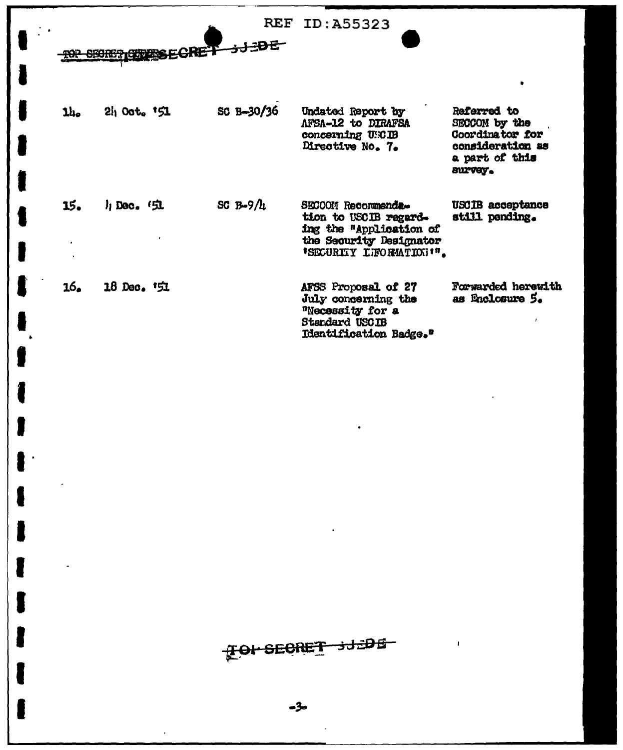REF ID:A55323

~~TOP SECRET~~ SECRET ~~SUEDE~~

| | | | | |
|---|---|---|---|---|
| 14. | 24 Oct. '51 | SC B-30/36 | Undated Report by AFSA-12 to DIRAFSA concerning USCIB Directive No. 7. | Referred to SECCOM by the Coordinator for consideration as a part of this survey. |
| 15. | 4 Dec. '51 | SC B-9/4 | SECCOM Recommendation to USCIB regarding the "Application of the Security Designator 'SECURITY INFORMATION'". | USCIB acceptance still pending. |
| 16. | 18 Dec. '51 | | AFSS Proposal of 27 July concerning the "Necessity for a Standard USCIB Identification Badge." | Forwarded herewith as Enclosure 5. |

~~TOP SECRET SUEDE~~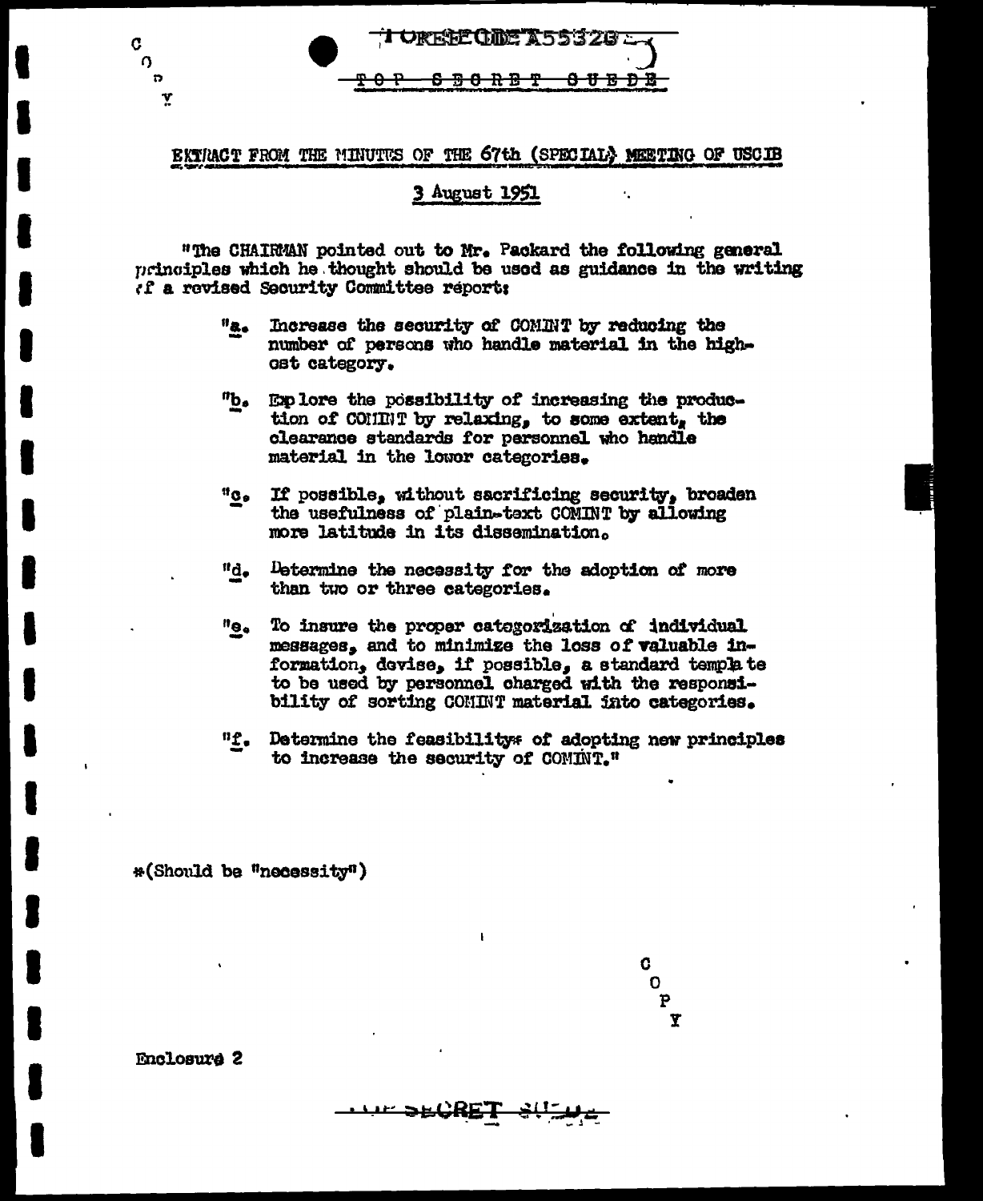TOP SECRET SUEDE

EXTRACT FROM THE MINUTES OF THE 67th (SPECIAL) MEETING OF USCIB

3 August 1951

"The CHAIRMAN pointed out to Mr. Packard the following general principles which he thought should be used as guidance in the writing of a revised Security Committee report:

"a. Increase the security of COMINT by reducing the number of persons who handle material in the highest category.

"b. Explore the possibility of increasing the production of COMINT by relaxing, to some extent, the clearance standards for personnel who handle material in the lower categories.

"c. If possible, without sacrificing security, broaden the usefulness of plain-text COMINT by allowing more latitude in its dissemination.

"d. Determine the necessity for the adoption of more than two or three categories.

"e. To insure the proper categorization of individual messages, and to minimize the loss of valuable information, devise, if possible, a standard template to be used by personnel charged with the responsibility of sorting COMINT material into categories.

"f. Determine the feasibility* of adopting new principles to increase the security of COMINT."

*(Should be "necessity")

COPY

Enclosure 2

TOP SECRET SUEDE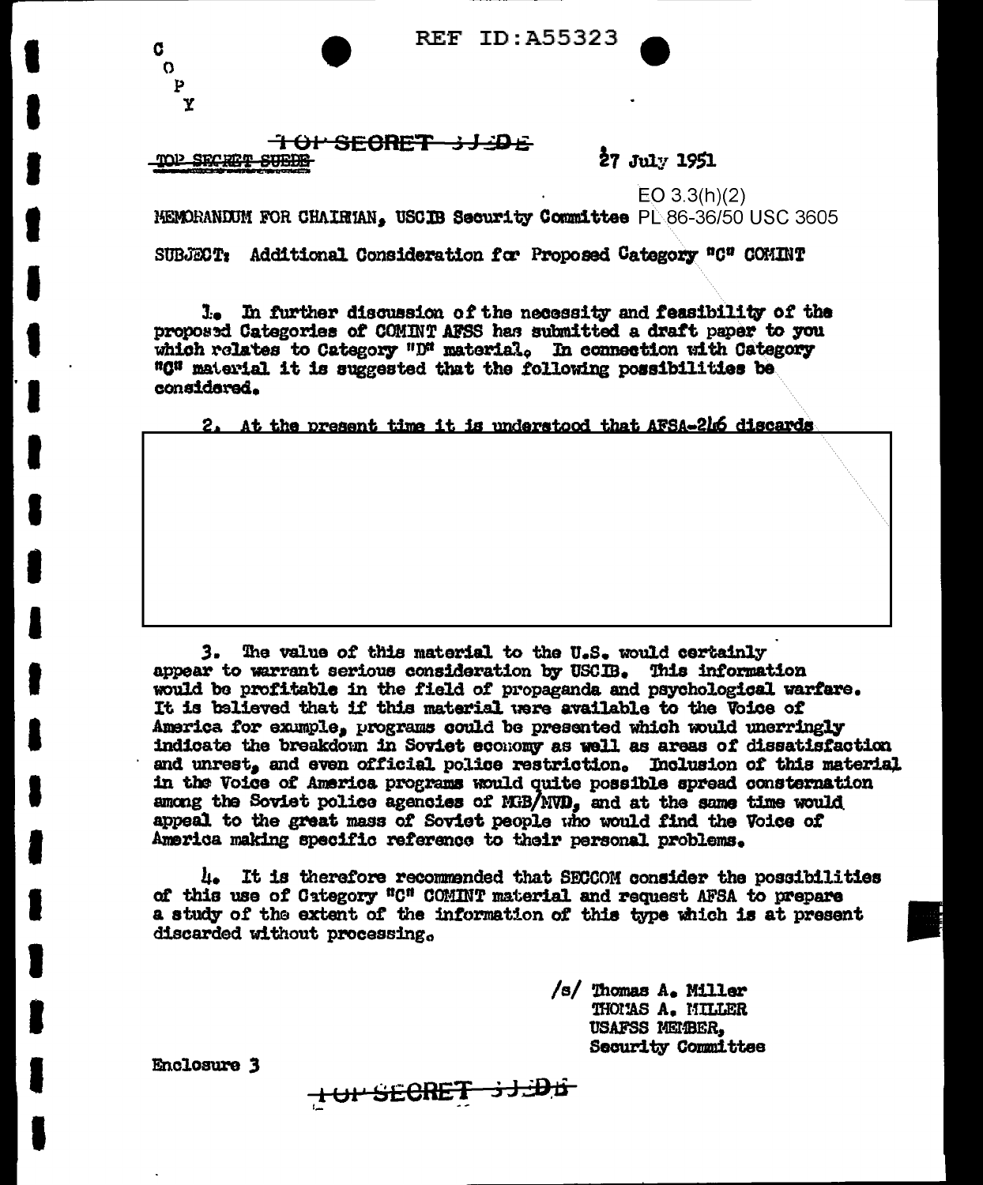REF ID:A55323

C
O
P
Y

~~TOP SECRET SUEDE~~

~~TOP SECRET SUEDE~~

27 July 1951

EO 3.3(h)(2)
PL 86-36/50 USC 3605

MEMORANDUM FOR CHAIRMAN, USCIB Security Committee

SUBJECT: Additional Consideration for Proposed Category "C" COMINT

1. In further discussion of the necessity and feasibility of the proposed Categories of COMINT AFSS has submitted a draft paper to you which relates to Category "D" material. In connection with Category "C" material it is suggested that the following possibilities be considered.

2. At the present time it is understood that AFSA-246 discards

3. The value of this material to the U.S. would certainly appear to warrant serious consideration by USCIB. This information would be profitable in the field of propaganda and psychological warfare. It is believed that if this material were available to the Voice of America for example, programs could be presented which would unerringly indicate the breakdown in Soviet economy as well as areas of dissatisfaction and unrest, and even official police restriction. Inclusion of this material in the Voice of America programs would quite possible spread consternation among the Soviet police agencies of MGB/MVD, and at the same time would appeal to the great mass of Soviet people who would find the Voice of America making specific reference to their personal problems.

4. It is therefore recommended that SECCOM consider the possibilities of this use of Category "C" COMINT material and request AFSA to prepare a study of the extent of the information of this type which is at present discarded without processing.

/s/ Thomas A. Miller
THOMAS A. MILLER
USAFSS MEMBER,
Security Committee

Enclosure 3

~~TOP SECRET SUEDE~~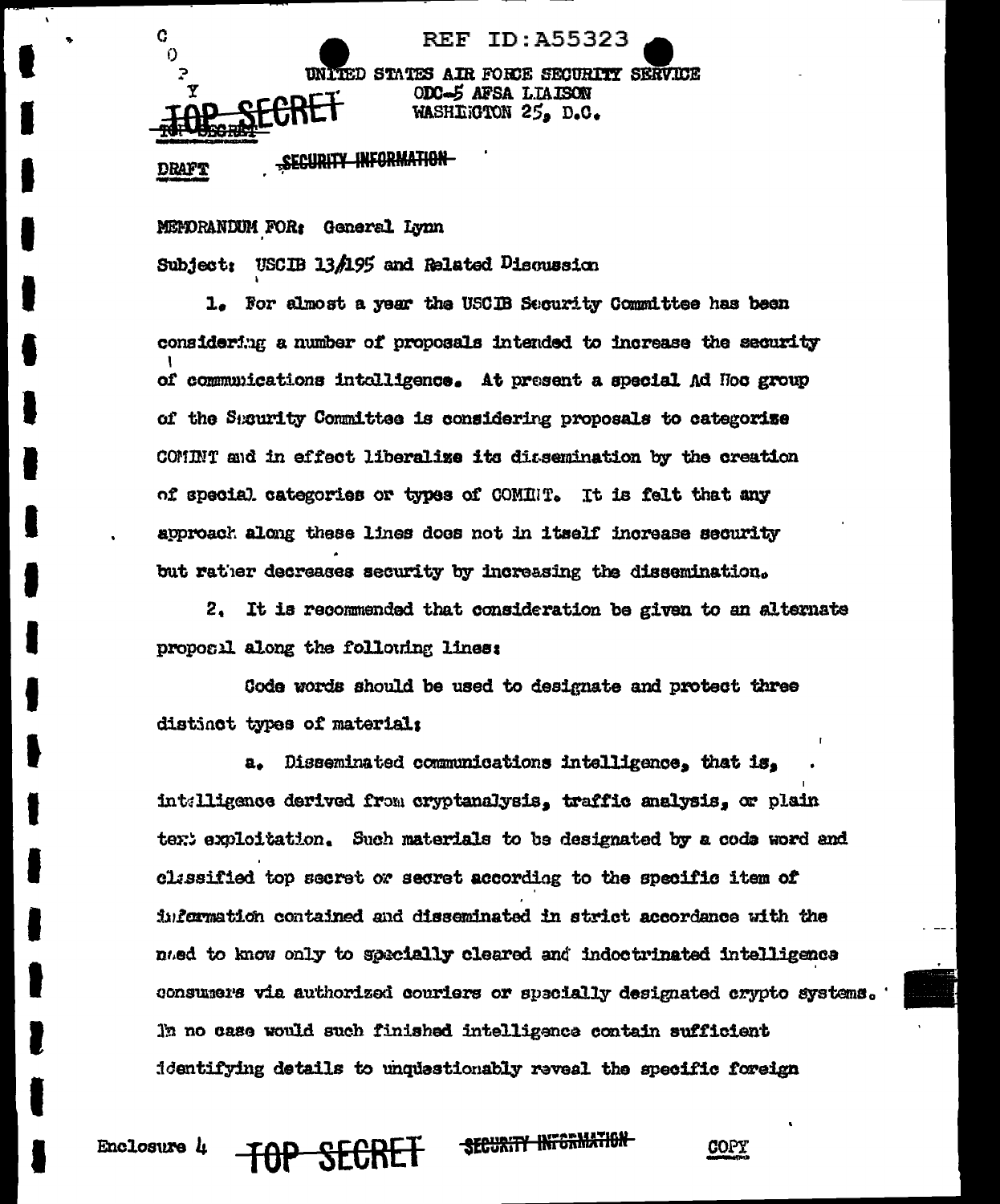REF ID:A55323

C
O
P
Y

TOP SECRET

UNITED STATES AIR FORCE SECURITY SERVICE
ODC-5 AFSA LIAISON
WASHINGTON 25, D.C.

~~TOP SECRET~~

DRAFT

~~SECURITY INFORMATION~~

MEMORANDUM FOR: General Lynn

Subject: USCIB 13/195 and Related Discussion

1. For almost a year the USCIB Security Committee has been considering a number of proposals intended to increase the security of communications intelligence. At present a special Ad Hoc group of the Security Committee is considering proposals to categorize COMINT and in effect liberalize its dissemination by the creation of special categories or types of COMINT. It is felt that any approach along these lines does not in itself increase security but rather decreases security by increasing the dissemination.

2. It is recommended that consideration be given to an alternate proposal along the following lines:

Code words should be used to designate and protect three distinct types of material:

a. Disseminated communications intelligence, that is, intelligence derived from cryptanalysis, traffic analysis, or plain text exploitation. Such materials to be designated by a code word and classified top secret or secret according to the specific item of information contained and disseminated in strict accordance with the need to know only to specially cleared and indoctrinated intelligence consumers via authorized couriers or specially designated crypto systems. In no case would such finished intelligence contain sufficient identifying details to unquestionably reveal the specific foreign

Enclosure 4 **TOP SECRET** ~~SECURITY INFORMATION~~ COPY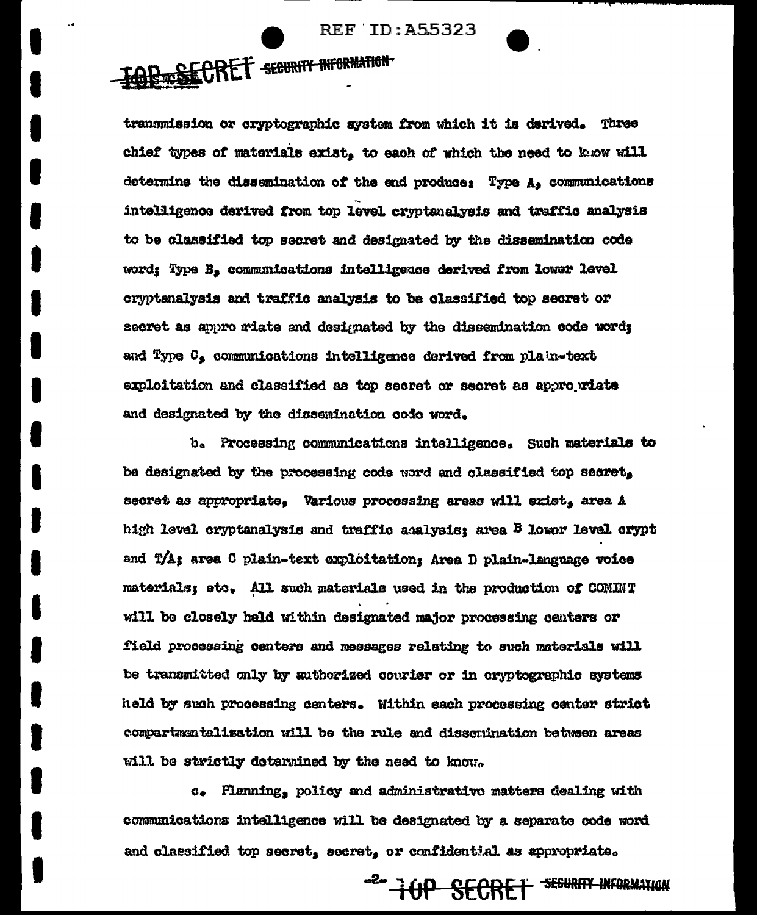transmission or cryptographic system from which it is derived. Three chief types of materials exist, to each of which the need to know will determine the dissemination of the end produce: Type A, communications intelligence derived from top level cryptanalysis and traffic analysis to be classified top secret and designated by the dissemination code word; Type B, communications intelligence derived from lower level cryptanalysis and traffic analysis to be classified top secret or secret as appropriate and designated by the dissemination code word; and Type C, communications intelligence derived from plain-text exploitation and classified as top secret or secret as appropriate and designated by the dissemination code word.

b. Processing communications intelligence. Such materials to be designated by the processing code word and classified top secret, secret as appropriate. Various processing areas will exist, area A high level cryptanalysis and traffic analysis; area B lower level crypt and T/A; area C plain-text exploitation; Area D plain-language voice materials; etc. All such materials used in the production of COMINT will be closely held within designated major processing centers or field processing centers and messages relating to such materials will be transmitted only by authorized courier or in cryptographic systems held by such processing centers. Within each processing center strict compartmentalisation will be the rule and dissemination between areas will be strictly determined by the need to know.

c. Planning, policy and administrative matters dealing with communications intelligence will be designated by a separate code word and classified top secret, secret, or confidential as appropriate.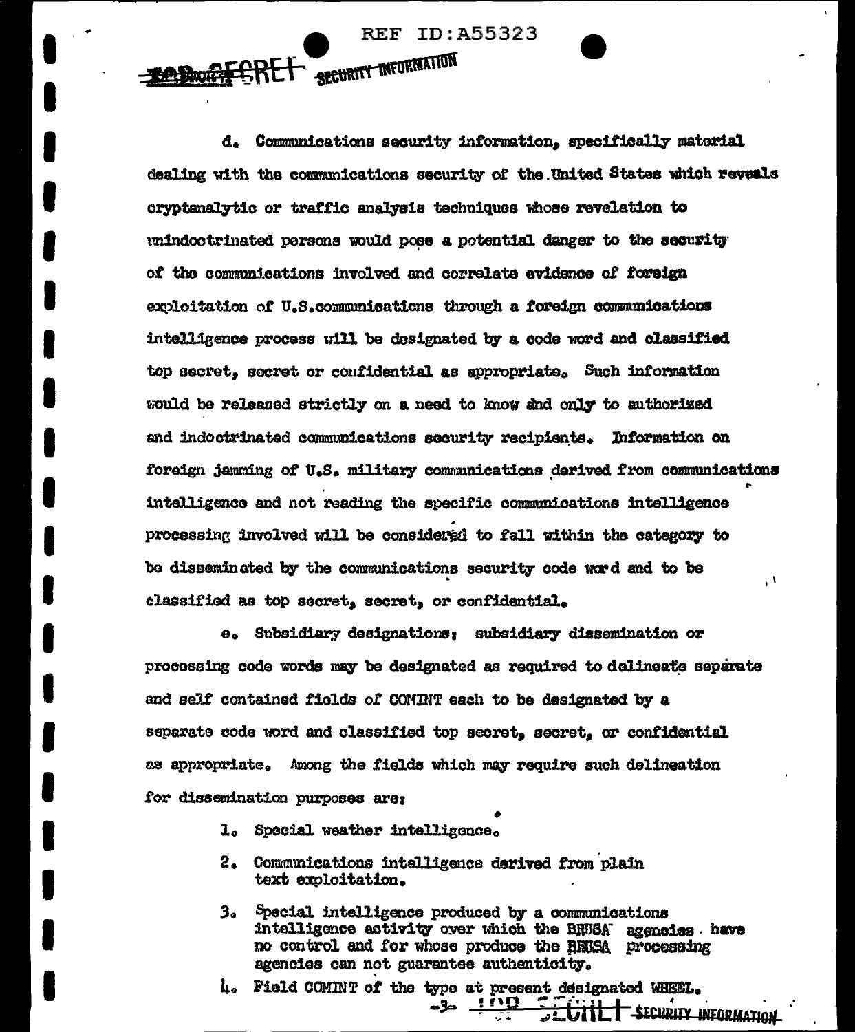d. Communications security information, specifically material dealing with the communications security of the United States which reveals cryptanalytic or traffic analysis techniques whose revelation to unindoctrinated persons would pose a potential danger to the security of the communications involved and correlate evidence of foreign exploitation of U.S. communications through a foreign communications intelligence process will be designated by a code word and classified top secret, secret or confidential as appropriate. Such information would be released strictly on a need to know and only to authorized and indoctrinated communications security recipients. Information on foreign jamming of U.S. military communications derived from communications intelligence and not reading the specific communications intelligence processing involved will be considered to fall within the category to be disseminated by the communications security code word and to be classified as top secret, secret, or confidential.

e. Subsidiary designations: subsidiary dissemination or processing code words may be designated as required to delineate separate and self contained fields of COMINT each to be designated by a separate code word and classified top secret, secret, or confidential as appropriate. Among the fields which may require such delineation for dissemination purposes are:

1. Special weather intelligence.
2. Communications intelligence derived from plain text exploitation.
3. Special intelligence produced by a communications intelligence activity over which the BRUSA agencies have no control and for whose produce the BRUSA processing agencies can not guarantee authenticity.
4. Field COMINT of the type at present designated WHEEL.